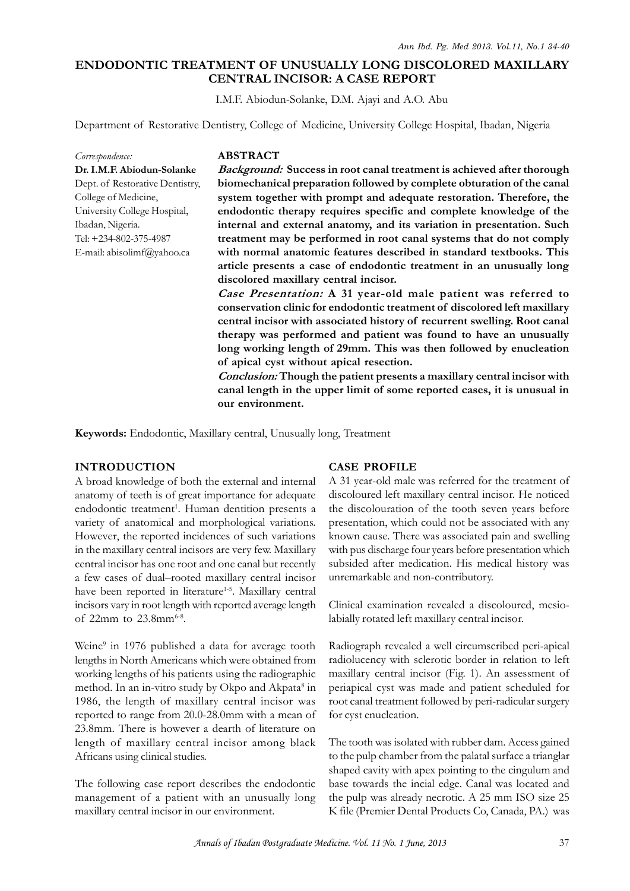# ENDODONTIC TREATMENT OF UNUSUALLY LONG DISCOLORED MAXILLARY CENTRAL INCISOR: A CASE REPORT

I.M.F. Abiodun-Solanke, D.M. Ajayi and A.O. Abu

Department of Restorative Dentistry, College of Medicine, University College Hospital, Ibadan, Nigeria

*Correspondence:*
**Dr. I.M.F. Abiodun-Solanke**
Dept. of Restorative Dentistry,
College of Medicine,
University College Hospital,
Ibadan, Nigeria.
Tel: +234-802-375-4987
E-mail: abisolimf@yahoo.ca

## ABSTRACT

***Background:*** **Success in root canal treatment is achieved after thorough biomechanical preparation followed by complete obturation of the canal system together with prompt and adequate restoration. Therefore, the endodontic therapy requires specific and complete knowledge of the internal and external anatomy, and its variation in presentation. Such treatment may be performed in root canal systems that do not comply with normal anatomic features described in standard textbooks. This article presents a case of endodontic treatment in an unusually long discolored maxillary central incisor.**

***Case Presentation:*** **A 31 year-old male patient was referred to conservation clinic for endodontic treatment of discolored left maxillary central incisor with associated history of recurrent swelling. Root canal therapy was performed and patient was found to have an unusually long working length of 29mm. This was then followed by enucleation of apical cyst without apical resection.**

***Conclusion:*** **Though the patient presents a maxillary central incisor with canal length in the upper limit of some reported cases, it is unusual in our environment.**

**Keywords:** Endodontic, Maxillary central, Unusually long, Treatment

## INTRODUCTION

A broad knowledge of both the external and internal anatomy of teeth is of great importance for adequate endodontic treatment[1]. Human dentition presents a variety of anatomical and morphological variations. However, the reported incidences of such variations in the maxillary central incisors are very few. Maxillary central incisor has one root and one canal but recently a few cases of dual–rooted maxillary central incisor have been reported in literature[1-5]. Maxillary central incisors vary in root length with reported average length of 22mm to 23.8mm[6-8].

Weine[9] in 1976 published a data for average tooth lengths in North Americans which were obtained from working lengths of his patients using the radiographic method. In an in-vitro study by Okpo and Akpata[8] in 1986, the length of maxillary central incisor was reported to range from 20.0-28.0mm with a mean of 23.8mm. There is however a dearth of literature on length of maxillary central incisor among black Africans using clinical studies.

The following case report describes the endodontic management of a patient with an unusually long maxillary central incisor in our environment.

## CASE PROFILE

A 31 year-old male was referred for the treatment of discoloured left maxillary central incisor. He noticed the discolouration of the tooth seven years before presentation, which could not be associated with any known cause. There was associated pain and swelling with pus discharge four years before presentation which subsided after medication. His medical history was unremarkable and non-contributory.

Clinical examination revealed a discoloured, mesio-labially rotated left maxillary central incisor.

Radiograph revealed a well circumscribed peri-apical radiolucency with sclerotic border in relation to left maxillary central incisor (Fig. 1). An assessment of periapical cyst was made and patient scheduled for root canal treatment followed by peri-radicular surgery for cyst enucleation.

The tooth was isolated with rubber dam. Access gained to the pulp chamber from the palatal surface a trianglar shaped cavity with apex pointing to the cingulum and base towards the incial edge. Canal was located and the pulp was already necrotic. A 25 mm ISO size 25 K file (Premier Dental Products Co, Canada, PA.) was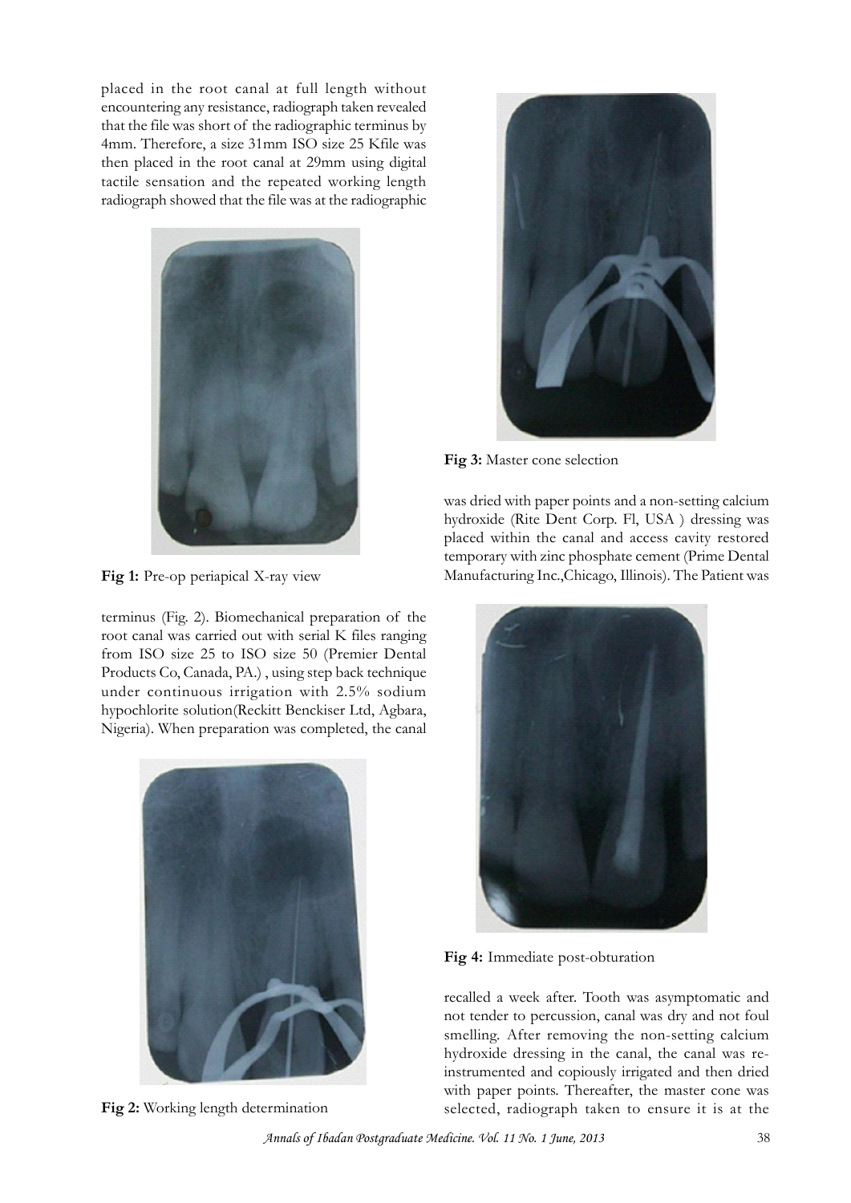placed in the root canal at full length without encountering any resistance, radiograph taken revealed that the file was short of the radiographic terminus by 4mm. Therefore, a size 31mm ISO size 25 Kfile was then placed in the root canal at 29mm using digital tactile sensation and the repeated working length radiograph showed that the file was at the radiographic terminus (Fig. 2). Biomechanical preparation of the root canal was carried out with serial K files ranging from ISO size 25 to ISO size 50 (Premier Dental Products Co, Canada, PA.) , using step back technique under continuous irrigation with 2.5% sodium hypochlorite solution(Reckitt Benckiser Ltd, Agbara, Nigeria). When preparation was completed, the canal was dried with paper points and a non-setting calcium hydroxide (Rite Dent Corp. Fl, USA ) dressing was placed within the canal and access cavity restored temporary with zinc phosphate cement (Prime Dental Manufacturing Inc.,Chicago, Illinois). The Patient was recalled a week after. Tooth was asymptomatic and not tender to percussion, canal was dry and not foul smelling. After removing the non-setting calcium hydroxide dressing in the canal, the canal was re-instrumented and copiously irrigated and then dried with paper points. Thereafter, the master cone was selected, radiograph taken to ensure it is at the

**Fig 1:** Pre-op periapical X-ray view

**Fig 2:** Working length determination

**Fig 3:** Master cone selection

**Fig 4:** Immediate post-obturation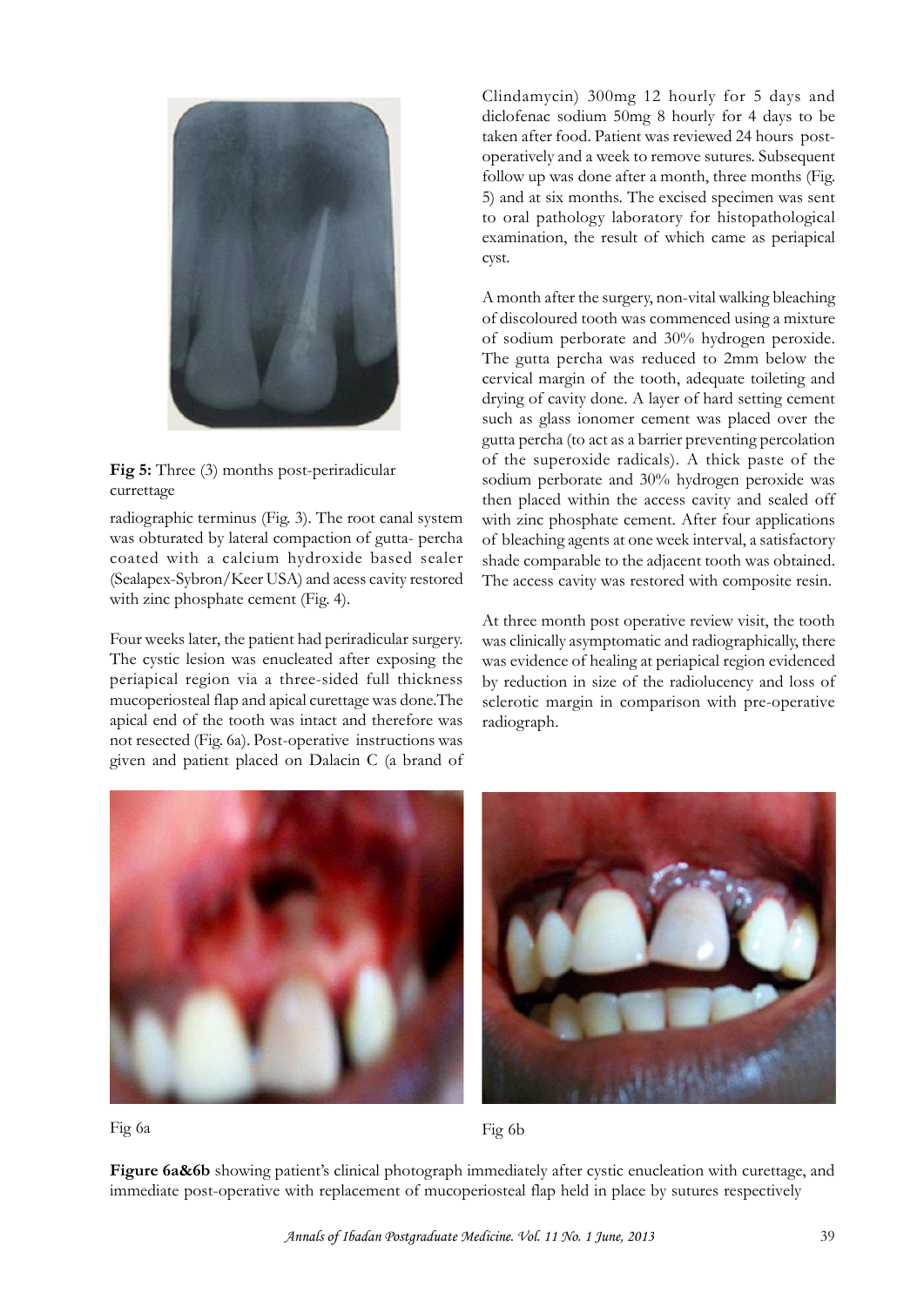**Fig 5:** Three (3) months post-periradicular currettage

radiographic terminus (Fig. 3). The root canal system was obturated by lateral compaction of gutta- percha coated with a calcium hydroxide based sealer (Sealapex-Sybron/Keer USA) and acess cavity restored with zinc phosphate cement (Fig. 4).

Four weeks later, the patient had periradicular surgery. The cystic lesion was enucleated after exposing the periapical region via a three-sided full thickness mucoperiosteal flap and apical curettage was done.The apical end of the tooth was intact and therefore was not resected (Fig. 6a). Post-operative instructions was given and patient placed on Dalacin C (a brand of Clindamycin) 300mg 12 hourly for 5 days and diclofenac sodium 50mg 8 hourly for 4 days to be taken after food. Patient was reviewed 24 hours post-operatively and a week to remove sutures. Subsequent follow up was done after a month, three months (Fig. 5) and at six months. The excised specimen was sent to oral pathology laboratory for histopathological examination, the result of which came as periapical cyst.

A month after the surgery, non-vital walking bleaching of discoloured tooth was commenced using a mixture of sodium perborate and 30% hydrogen peroxide. The gutta percha was reduced to 2mm below the cervical margin of the tooth, adequate toileting and drying of cavity done. A layer of hard setting cement such as glass ionomer cement was placed over the gutta percha (to act as a barrier preventing percolation of the superoxide radicals). A thick paste of the sodium perborate and 30% hydrogen peroxide was then placed within the access cavity and sealed off with zinc phosphate cement. After four applications of bleaching agents at one week interval, a satisfactory shade comparable to the adjacent tooth was obtained. The access cavity was restored with composite resin.

At three month post operative review visit, the tooth was clinically asymptomatic and radiographically, there was evidence of healing at periapical region evidenced by reduction in size of the radiolucency and loss of sclerotic margin in comparison with pre-operative radiograph.

Fig 6a

Fig 6b

**Figure 6a&6b** showing patient's clinical photograph immediately after cystic enucleation with curettage, and immediate post-operative with replacement of mucoperiosteal flap held in place by sutures respectively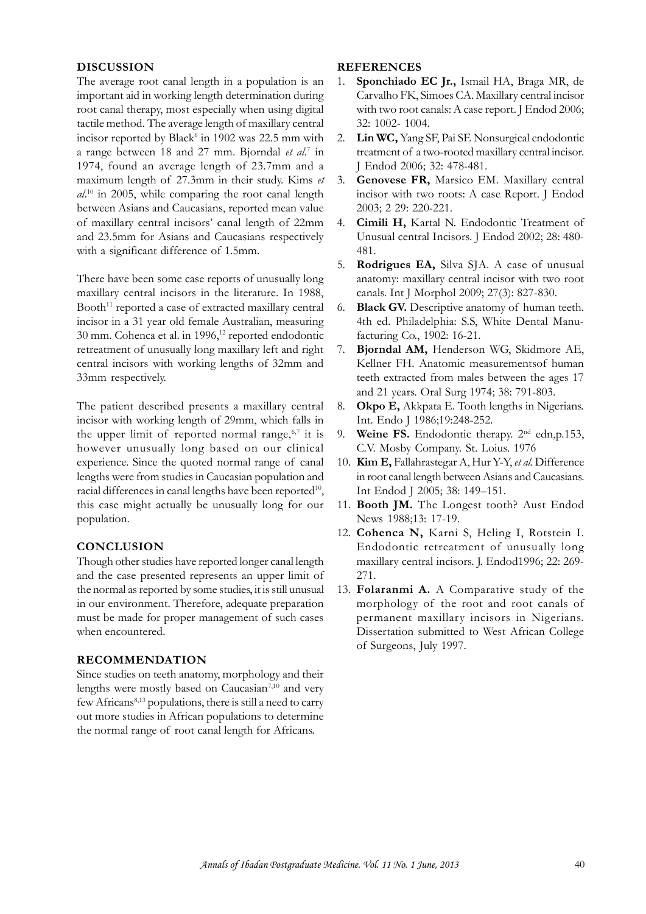## DISCUSSION

The average root canal length in a population is an important aid in working length determination during root canal therapy, most especially when using digital tactile method. The average length of maxillary central incisor reported by Black[6] in 1902 was 22.5 mm with a range between 18 and 27 mm. Bjorndal *et al*.[7] in 1974, found an average length of 23.7mm and a maximum length of 27.3mm in their study. Kims *et al*.[10] in 2005, while comparing the root canal length between Asians and Caucasians, reported mean value of maxillary central incisors' canal length of 22mm and 23.5mm for Asians and Caucasians respectively with a significant difference of 1.5mm.

There have been some case reports of unusually long maxillary central incisors in the literature. In 1988, Booth[11] reported a case of extracted maxillary central incisor in a 31 year old female Australian, measuring 30 mm. Cohenca et al. in 1996,[12] reported endodontic retreatment of unusually long maxillary left and right central incisors with working lengths of 32mm and 33mm respectively.

The patient described presents a maxillary central incisor with working length of 29mm, which falls in the upper limit of reported normal range,[6,7] it is however unusually long based on our clinical experience. Since the quoted normal range of canal lengths were from studies in Caucasian population and racial differences in canal lengths have been reported[10], this case might actually be unusually long for our population.

## CONCLUSION

Though other studies have reported longer canal length and the case presented represents an upper limit of the normal as reported by some studies, it is still unusual in our environment. Therefore, adequate preparation must be made for proper management of such cases when encountered.

## RECOMMENDATION

Since studies on teeth anatomy, morphology and their lengths were mostly based on Caucasian[7,10] and very few Africans[8,13] populations, there is still a need to carry out more studies in African populations to determine the normal range of root canal length for Africans.

## REFERENCES

1. **Sponchiado EC Jr.,** Ismail HA, Braga MR, de Carvalho FK, Simoes CA. Maxillary central incisor with two root canals: A case report. J Endod 2006; 32: 1002- 1004.
2. **Lin WC,** Yang SF, Pai SF. Nonsurgical endodontic treatment of a two-rooted maxillary central incisor. J Endod 2006; 32: 478-481.
3. **Genovese FR,** Marsico EM. Maxillary central incisor with two roots: A case Report. J Endod 2003; 2 29: 220-221.
4. **Cimili H,** Kartal N. Endodontic Treatment of Unusual central Incisors. J Endod 2002; 28: 480-481.
5. **Rodrigues EA,** Silva SJA. A case of unusual anatomy: maxillary central incisor with two root canals. Int J Morphol 2009; 27(3): 827-830.
6. **Black GV.** Descriptive anatomy of human teeth. 4th ed. Philadelphia: S.S, White Dental Manufacturing Co., 1902: 16-21.
7. **Bjorndal AM,** Henderson WG, Skidmore AE, Kellner FH. Anatomic measurementsof human teeth extracted from males between the ages 17 and 21 years. Oral Surg 1974; 38: 791-803.
8. **Okpo E,** Akkpata E. Tooth lengths in Nigerians. Int. Endo J 1986;19:248-252.
9. **Weine FS.** Endodontic therapy. 2nd edn,p.153, C.V. Mosby Company. St. Loius. 1976
10. **Kim E,** Fallahrastegar A, Hur Y-Y, *et al.* Difference in root canal length between Asians and Caucasians. Int Endod J 2005; 38: 149–151.
11. **Booth JM.** The Longest tooth? Aust Endod News 1988;13: 17-19.
12. **Cohenca N,** Karni S, Heling I, Rotstein I. Endodontic retreatment of unusually long maxillary central incisors. J. Endod1996; 22: 269-271.
13. **Folaranmi A.** A Comparative study of the morphology of the root and root canals of permanent maxillary incisors in Nigerians. Dissertation submitted to West African College of Surgeons, July 1997.